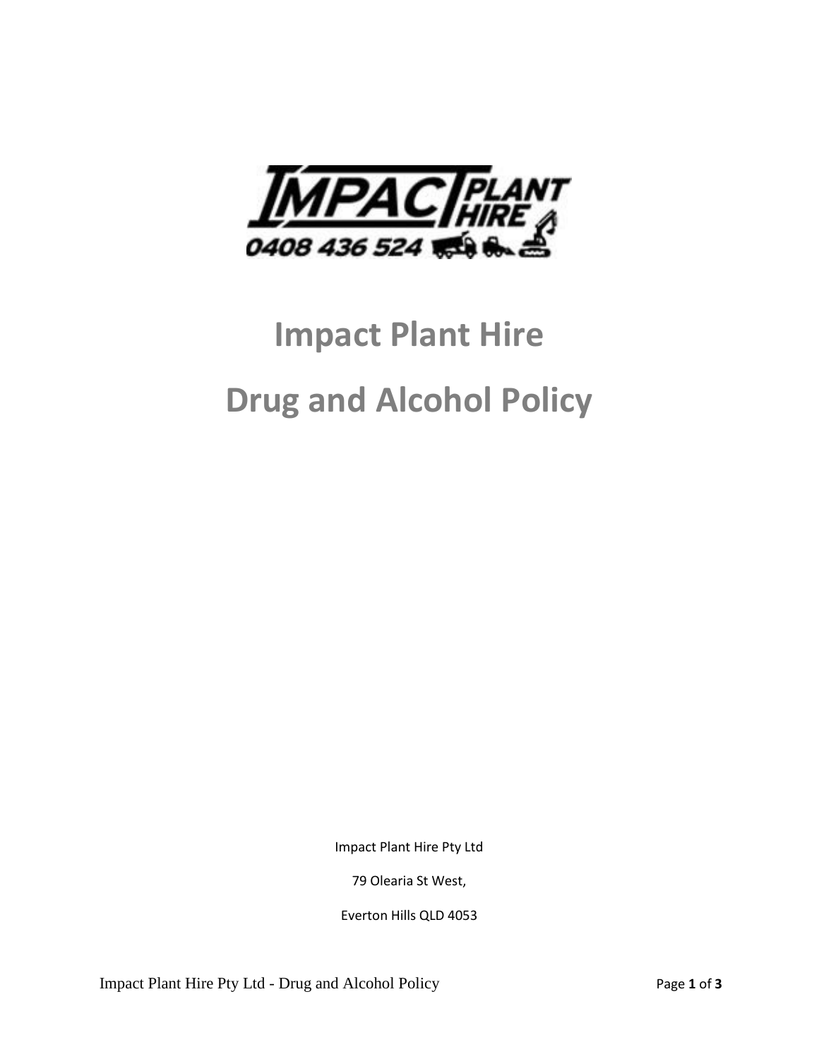# Impact Plant Hire

# Drug and Alcohol Policy

Impact Plant Hire Pty Ltd

79 Olearia St West,

Everton Hills QLD 4053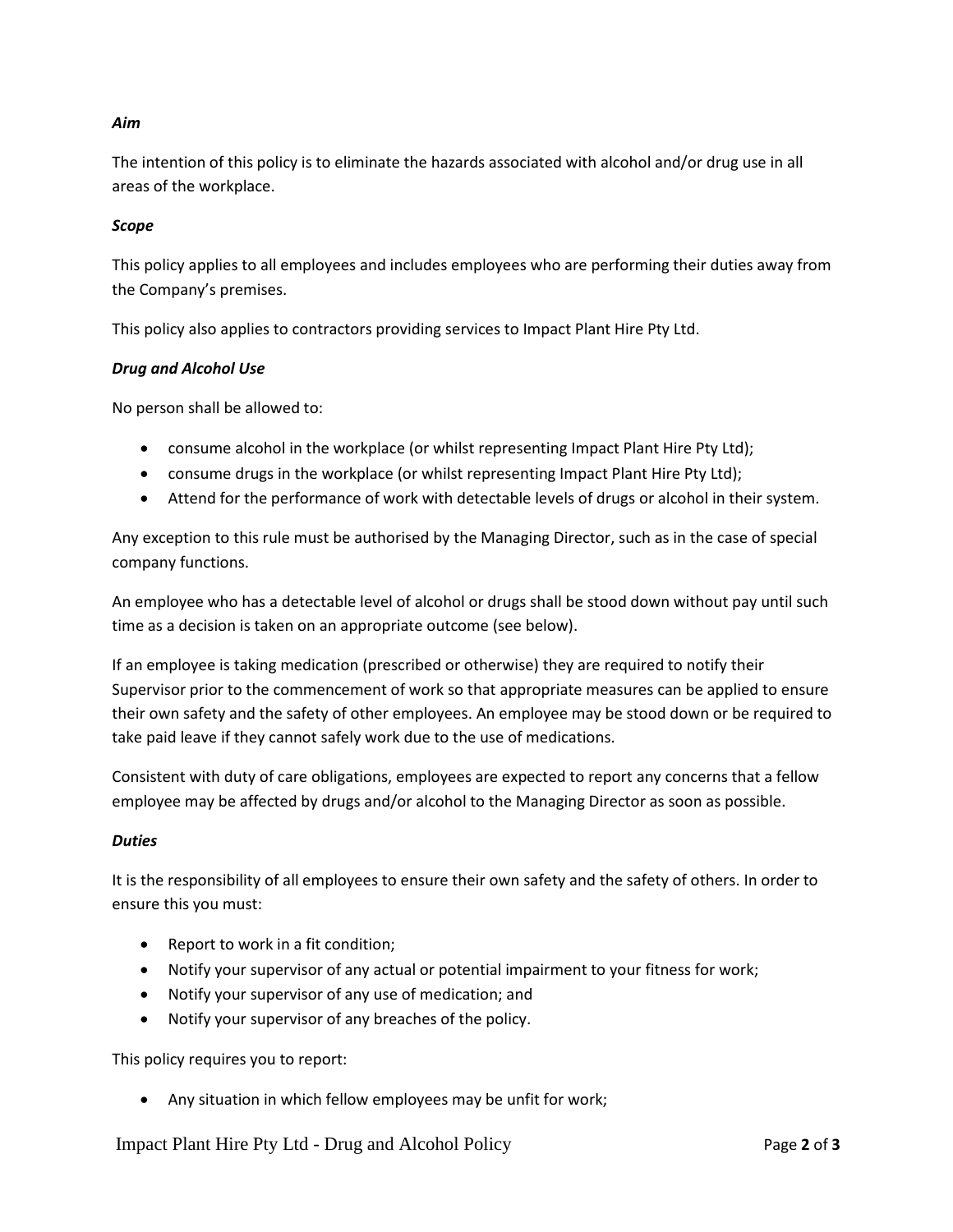### *Aim*

The intention of this policy is to eliminate the hazards associated with alcohol and/or drug use in all areas of the workplace.

### *Scope*

This policy applies to all employees and includes employees who are performing their duties away from the Company's premises.

This policy also applies to contractors providing services to Impact Plant Hire Pty Ltd.

### *Drug and Alcohol Use*

No person shall be allowed to:

- consume alcohol in the workplace (or whilst representing Impact Plant Hire Pty Ltd);
- consume drugs in the workplace (or whilst representing Impact Plant Hire Pty Ltd);
- Attend for the performance of work with detectable levels of drugs or alcohol in their system.

Any exception to this rule must be authorised by the Managing Director, such as in the case of special company functions.

An employee who has a detectable level of alcohol or drugs shall be stood down without pay until such time as a decision is taken on an appropriate outcome (see below).

If an employee is taking medication (prescribed or otherwise) they are required to notify their Supervisor prior to the commencement of work so that appropriate measures can be applied to ensure their own safety and the safety of other employees. An employee may be stood down or be required to take paid leave if they cannot safely work due to the use of medications.

Consistent with duty of care obligations, employees are expected to report any concerns that a fellow employee may be affected by drugs and/or alcohol to the Managing Director as soon as possible.

### *Duties*

It is the responsibility of all employees to ensure their own safety and the safety of others. In order to ensure this you must:

- Report to work in a fit condition;
- Notify your supervisor of any actual or potential impairment to your fitness for work;
- Notify your supervisor of any use of medication; and
- Notify your supervisor of any breaches of the policy.

This policy requires you to report:

- Any situation in which fellow employees may be unfit for work;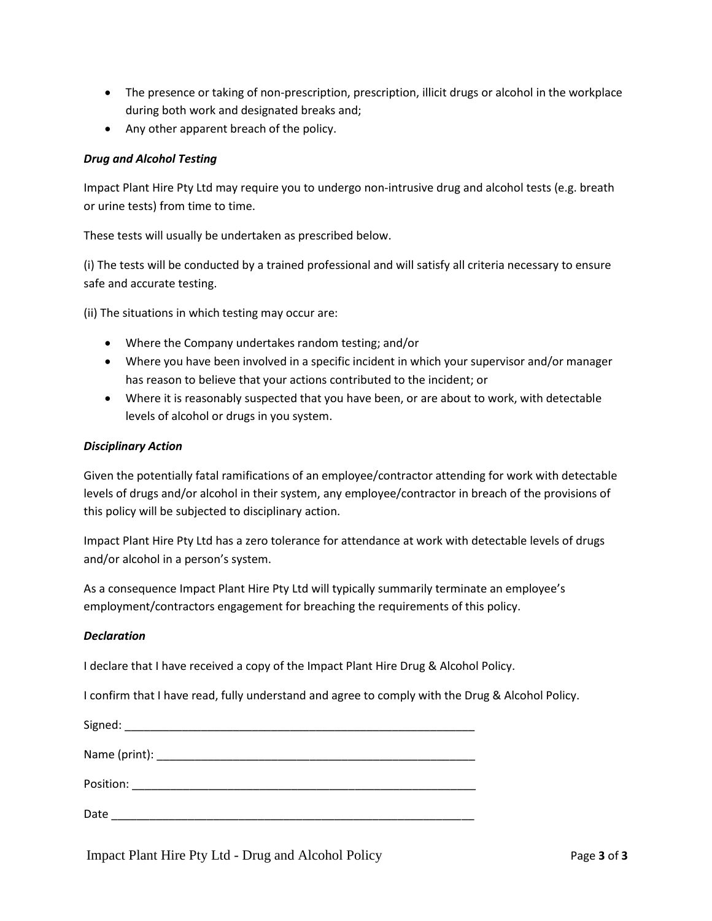- The presence or taking of non-prescription, prescription, illicit drugs or alcohol in the workplace during both work and designated breaks and;
- Any other apparent breach of the policy.

***Drug and Alcohol Testing***

Impact Plant Hire Pty Ltd may require you to undergo non-intrusive drug and alcohol tests (e.g. breath or urine tests) from time to time.

These tests will usually be undertaken as prescribed below.

(i) The tests will be conducted by a trained professional and will satisfy all criteria necessary to ensure safe and accurate testing.

(ii) The situations in which testing may occur are:

- Where the Company undertakes random testing; and/or
- Where you have been involved in a specific incident in which your supervisor and/or manager has reason to believe that your actions contributed to the incident; or
- Where it is reasonably suspected that you have been, or are about to work, with detectable levels of alcohol or drugs in you system.

***Disciplinary Action***

Given the potentially fatal ramifications of an employee/contractor attending for work with detectable levels of drugs and/or alcohol in their system, any employee/contractor in breach of the provisions of this policy will be subjected to disciplinary action.

Impact Plant Hire Pty Ltd has a zero tolerance for attendance at work with detectable levels of drugs and/or alcohol in a person's system.

As a consequence Impact Plant Hire Pty Ltd will typically summarily terminate an employee's employment/contractors engagement for breaching the requirements of this policy.

***Declaration***

I declare that I have received a copy of the Impact Plant Hire Drug & Alcohol Policy.

I confirm that I have read, fully understand and agree to comply with the Drug & Alcohol Policy.

Signed: ________________________________________________________

Name (print): ___________________________________________________

Position: _______________________________________________________

Date ___________________________________________________________